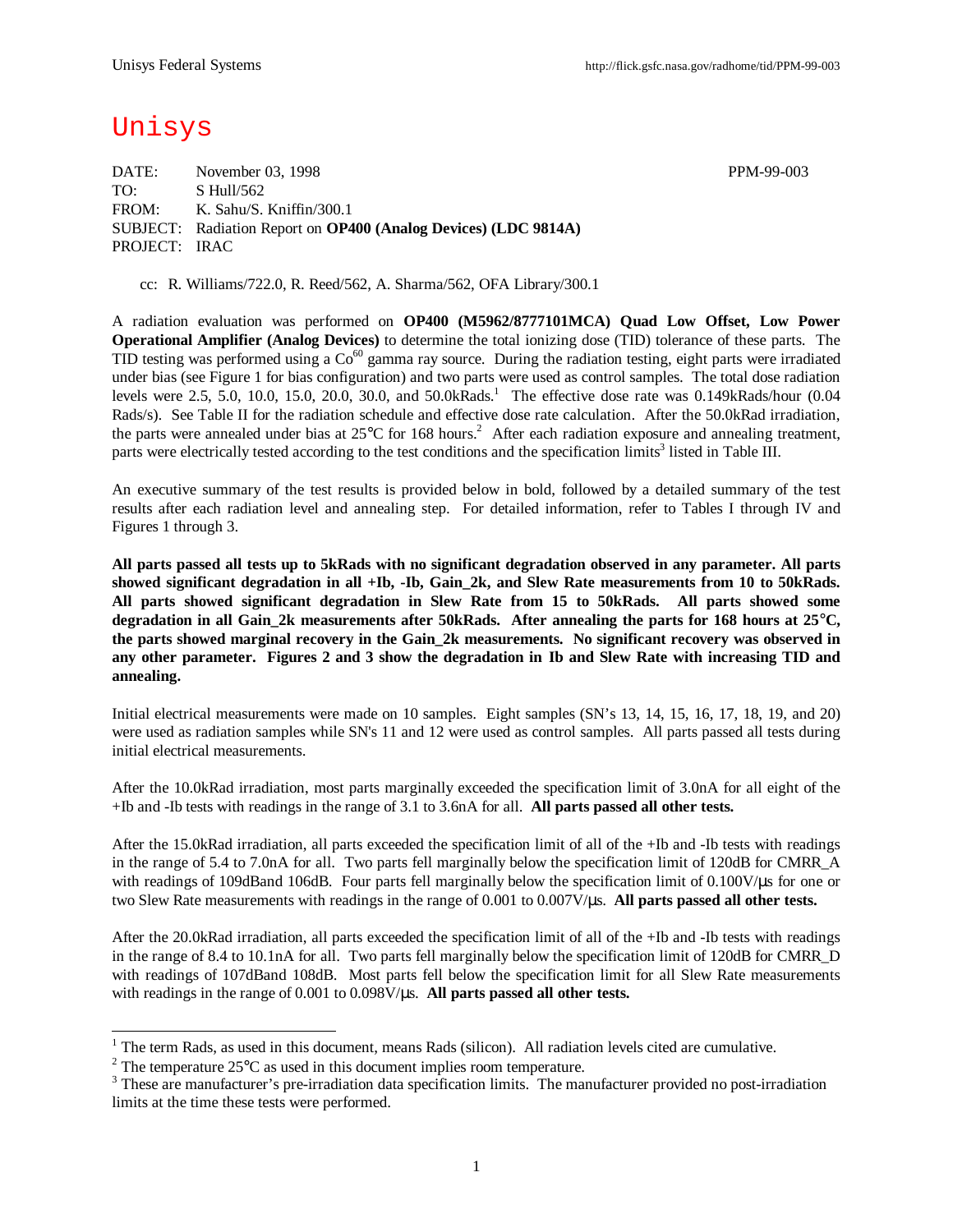# Unisys

DATE: November 03, 1998 PPM-99-003
TO: S Hull/562
FROM: K. Sahu/S. Kniffin/300.1
SUBJECT: Radiation Report on **OP400 (Analog Devices) (LDC 9814A)**
PROJECT: IRAC

cc: R. Williams/722.0, R. Reed/562, A. Sharma/562, OFA Library/300.1

A radiation evaluation was performed on **OP400 (M5962/8777101MCA) Quad Low Offset, Low Power Operational Amplifier (Analog Devices)** to determine the total ionizing dose (TID) tolerance of these parts. The TID testing was performed using a $Co^{60}$ gamma ray source. During the radiation testing, eight parts were irradiated under bias (see Figure 1 for bias configuration) and two parts were used as control samples. The total dose radiation levels were 2.5, 5.0, 10.0, 15.0, 20.0, 30.0, and 50.0kRads.[1] The effective dose rate was 0.149kRads/hour (0.04 Rads/s). See Table II for the radiation schedule and effective dose rate calculation. After the 50.0kRad irradiation, the parts were annealed under bias at 25°C for 168 hours.[2] After each radiation exposure and annealing treatment, parts were electrically tested according to the test conditions and the specification limits[3] listed in Table III.

An executive summary of the test results is provided below in bold, followed by a detailed summary of the test results after each radiation level and annealing step. For detailed information, refer to Tables I through IV and Figures 1 through 3.

**All parts passed all tests up to 5kRads with no significant degradation observed in any parameter. All parts showed significant degradation in all +Ib, -Ib, Gain_2k, and Slew Rate measurements from 10 to 50kRads. All parts showed significant degradation in Slew Rate from 15 to 50kRads. All parts showed some degradation in all Gain_2k measurements after 50kRads. After annealing the parts for 168 hours at 25°C, the parts showed marginal recovery in the Gain_2k measurements. No significant recovery was observed in any other parameter. Figures 2 and 3 show the degradation in Ib and Slew Rate with increasing TID and annealing.**

Initial electrical measurements were made on 10 samples. Eight samples (SN's 13, 14, 15, 16, 17, 18, 19, and 20) were used as radiation samples while SN's 11 and 12 were used as control samples. All parts passed all tests during initial electrical measurements.

After the 10.0kRad irradiation, most parts marginally exceeded the specification limit of 3.0nA for all eight of the +Ib and -Ib tests with readings in the range of 3.1 to 3.6nA for all. **All parts passed all other tests.**

After the 15.0kRad irradiation, all parts exceeded the specification limit of all of the +Ib and -Ib tests with readings in the range of 5.4 to 7.0nA for all. Two parts fell marginally below the specification limit of 120dB for CMRR_A with readings of 109dBand 106dB. Four parts fell marginally below the specification limit of 0.100V/µs for one or two Slew Rate measurements with readings in the range of 0.001 to 0.007V/µs. **All parts passed all other tests.**

After the 20.0kRad irradiation, all parts exceeded the specification limit of all of the +Ib and -Ib tests with readings in the range of 8.4 to 10.1nA for all. Two parts fell marginally below the specification limit of 120dB for CMRR_D with readings of 107dBand 108dB. Most parts fell below the specification limit for all Slew Rate measurements with readings in the range of 0.001 to 0.098V/µs. **All parts passed all other tests.**

---

[1] The term Rads, as used in this document, means Rads (silicon). All radiation levels cited are cumulative.

[2] The temperature 25°C as used in this document implies room temperature.

[3] These are manufacturer's pre-irradiation data specification limits. The manufacturer provided no post-irradiation limits at the time these tests were performed.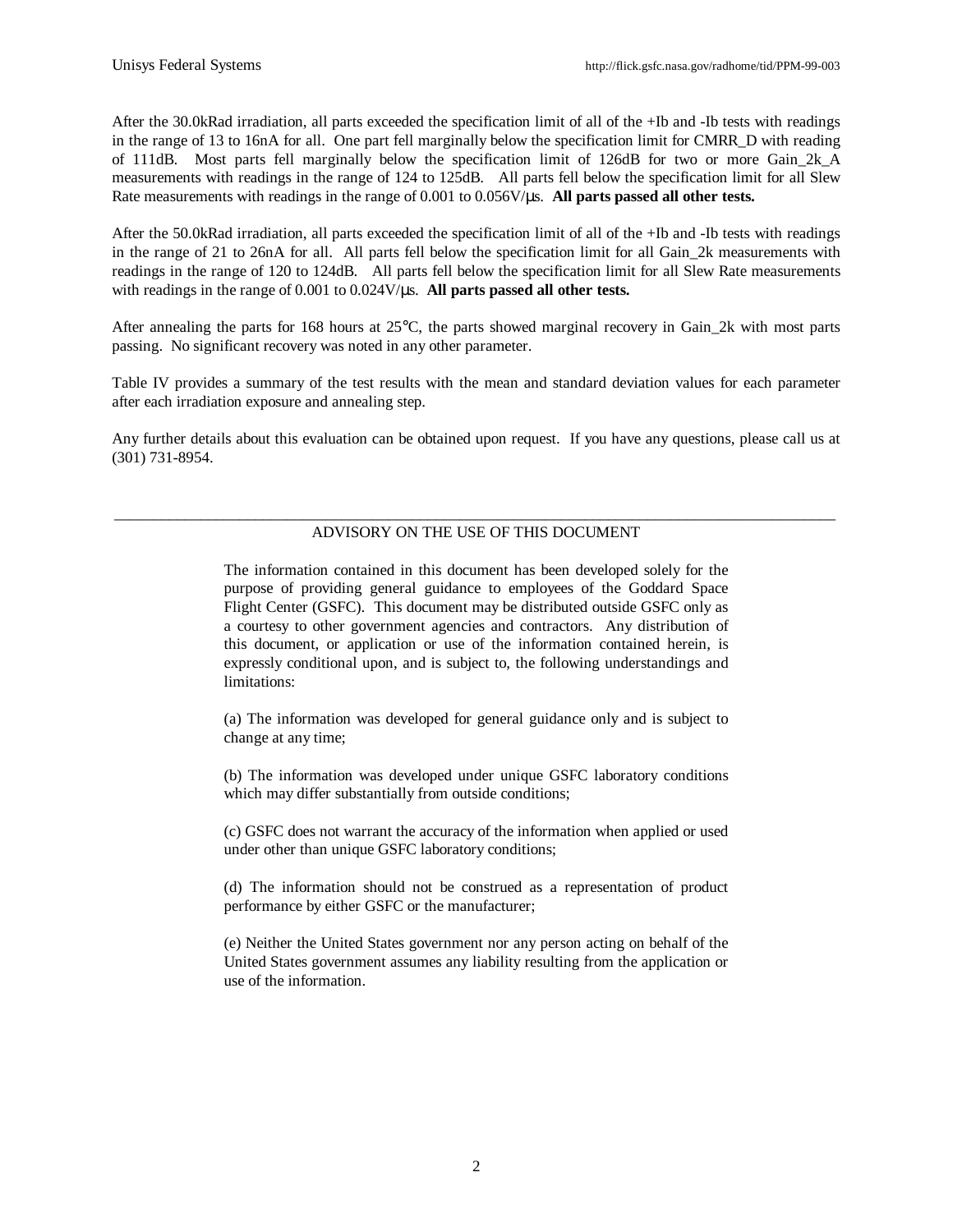After the 30.0kRad irradiation, all parts exceeded the specification limit of all of the +Ib and -Ib tests with readings in the range of 13 to 16nA for all. One part fell marginally below the specification limit for CMRR_D with reading of 111dB. Most parts fell marginally below the specification limit of 126dB for two or more Gain_2k_A measurements with readings in the range of 124 to 125dB. All parts fell below the specification limit for all Slew Rate measurements with readings in the range of 0.001 to 0.056V/µs. **All parts passed all other tests.**

After the 50.0kRad irradiation, all parts exceeded the specification limit of all of the +Ib and -Ib tests with readings in the range of 21 to 26nA for all. All parts fell below the specification limit for all Gain_2k measurements with readings in the range of 120 to 124dB. All parts fell below the specification limit for all Slew Rate measurements with readings in the range of 0.001 to 0.024V/µs. **All parts passed all other tests.**

After annealing the parts for 168 hours at 25°C, the parts showed marginal recovery in Gain_2k with most parts passing. No significant recovery was noted in any other parameter.

Table IV provides a summary of the test results with the mean and standard deviation values for each parameter after each irradiation exposure and annealing step.

Any further details about this evaluation can be obtained upon request. If you have any questions, please call us at (301) 731-8954.

---

ADVISORY ON THE USE OF THIS DOCUMENT

The information contained in this document has been developed solely for the purpose of providing general guidance to employees of the Goddard Space Flight Center (GSFC). This document may be distributed outside GSFC only as a courtesy to other government agencies and contractors. Any distribution of this document, or application or use of the information contained herein, is expressly conditional upon, and is subject to, the following understandings and limitations:

(a) The information was developed for general guidance only and is subject to change at any time;

(b) The information was developed under unique GSFC laboratory conditions which may differ substantially from outside conditions;

(c) GSFC does not warrant the accuracy of the information when applied or used under other than unique GSFC laboratory conditions;

(d) The information should not be construed as a representation of product performance by either GSFC or the manufacturer;

(e) Neither the United States government nor any person acting on behalf of the United States government assumes any liability resulting from the application or use of the information.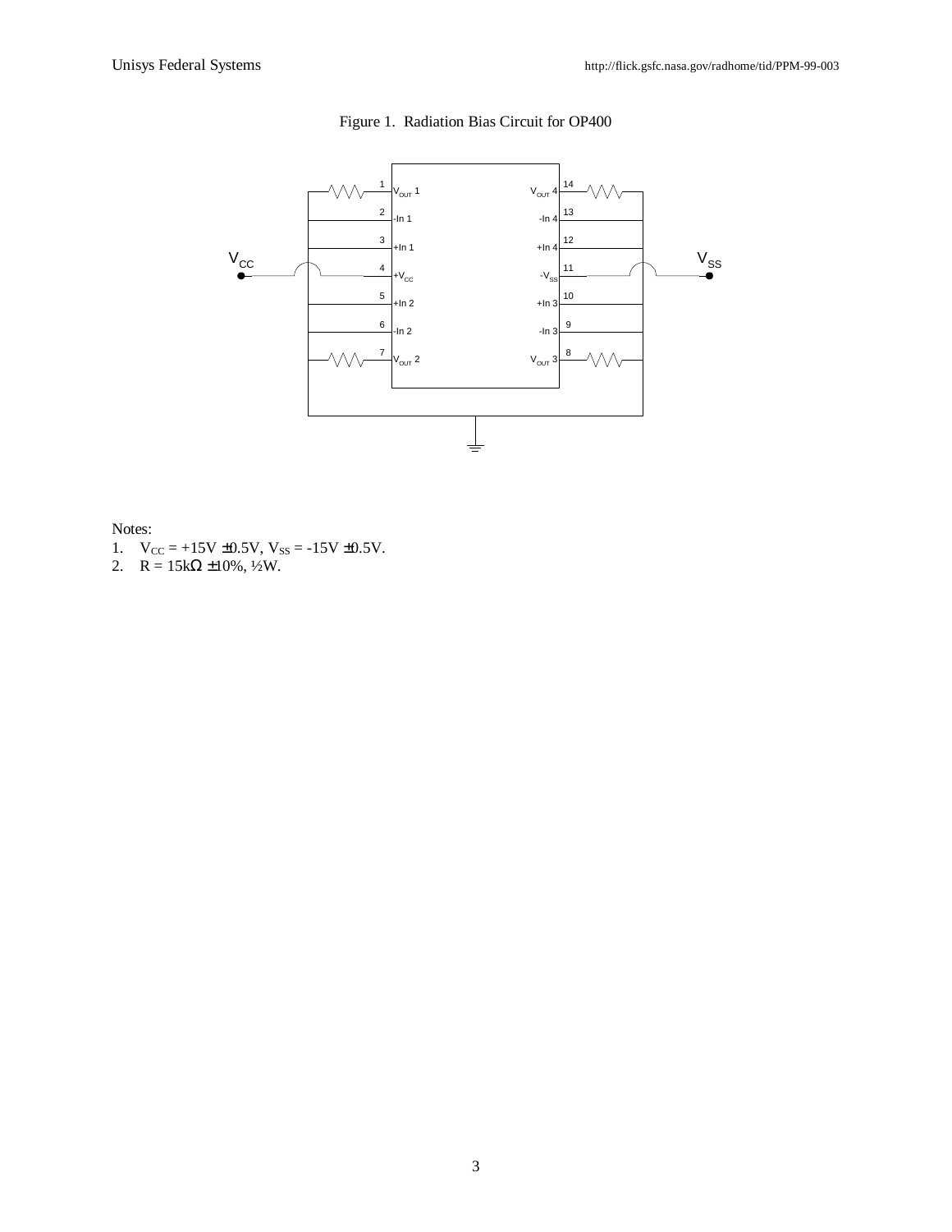Figure 1. Radiation Bias Circuit for OP400

Notes:

1. $V_{CC}$ = +15V ±0.5V, $V_{SS}$ = -15V ±0.5V.
2. R = 15kΩ ±10%, ½W.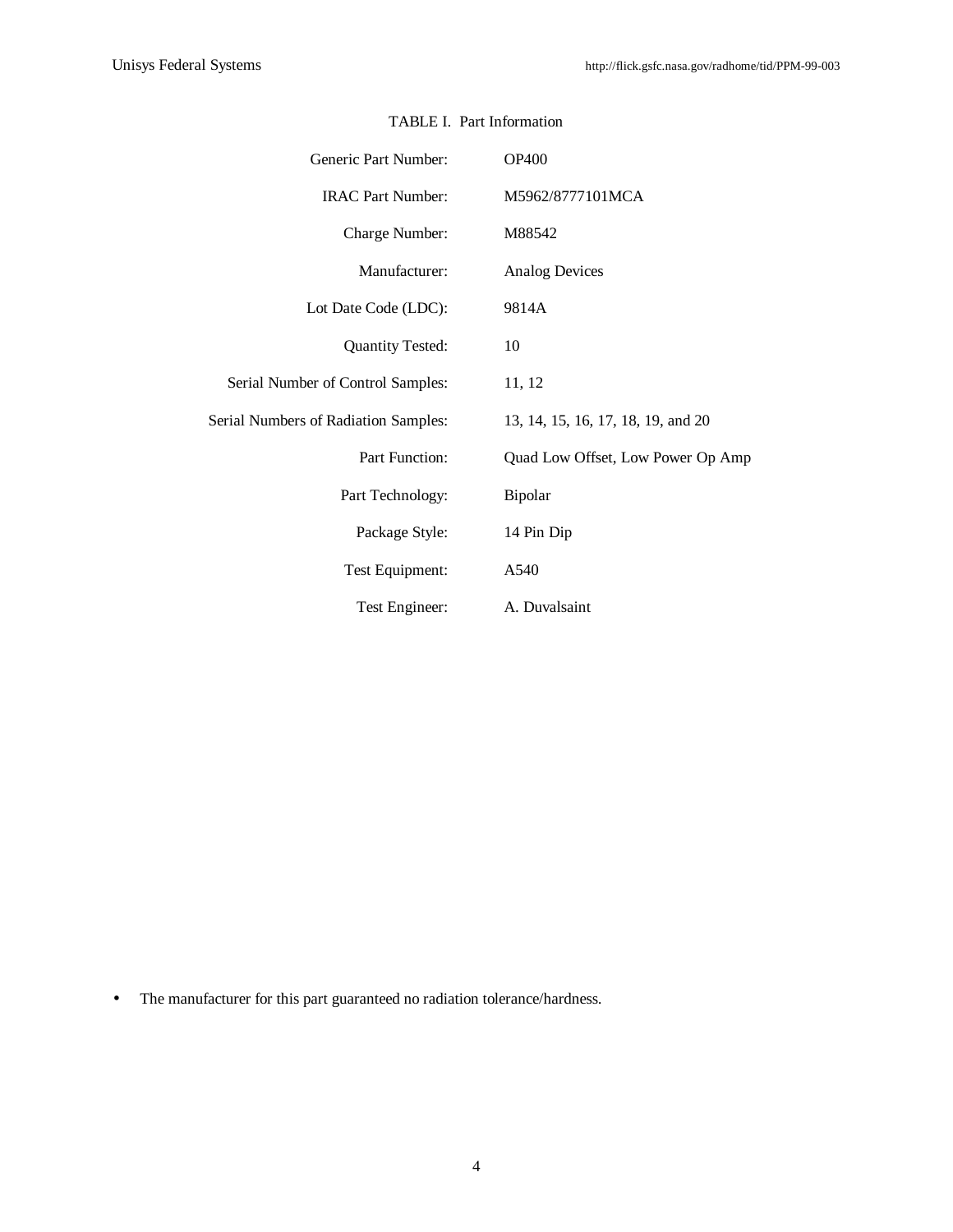TABLE I. Part Information

| | |
|---|---|
| Generic Part Number: | OP400 |
| IRAC Part Number: | M5962/8777101MCA |
| Charge Number: | M88542 |
| Manufacturer: | Analog Devices |
| Lot Date Code (LDC): | 9814A |
| Quantity Tested: | 10 |
| Serial Number of Control Samples: | 11, 12 |
| Serial Numbers of Radiation Samples: | 13, 14, 15, 16, 17, 18, 19, and 20 |
| Part Function: | Quad Low Offset, Low Power Op Amp |
| Part Technology: | Bipolar |
| Package Style: | 14 Pin Dip |
| Test Equipment: | A540 |
| Test Engineer: | A. Duvalsaint |

- The manufacturer for this part guaranteed no radiation tolerance/hardness.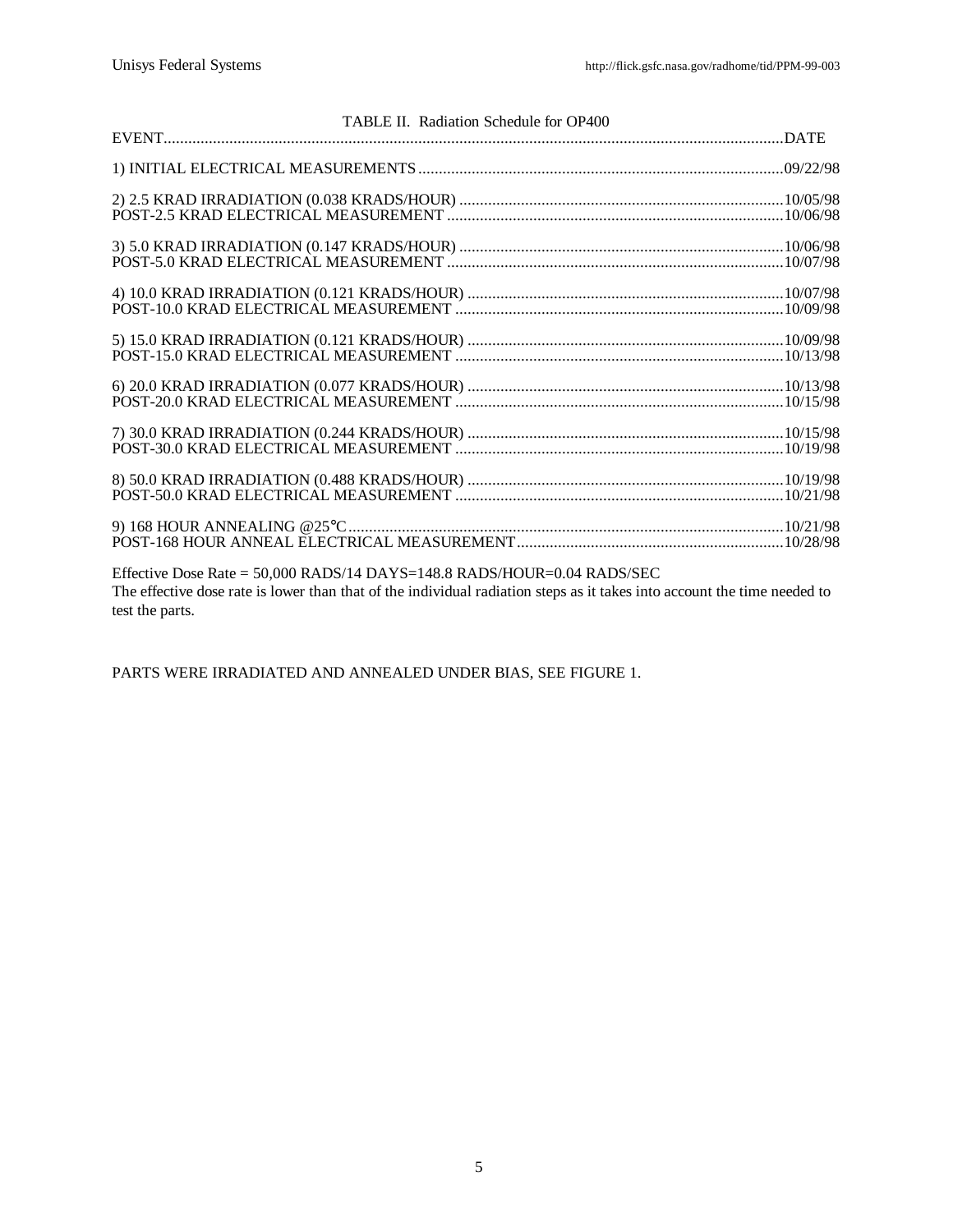TABLE II. Radiation Schedule for OP400

| EVENT | DATE |
|---|---|
| 1) INITIAL ELECTRICAL MEASUREMENTS | 09/22/98 |
| 2) 2.5 KRAD IRRADIATION (0.038 KRADS/HOUR) | 10/05/98 |
| POST-2.5 KRAD ELECTRICAL MEASUREMENT | 10/06/98 |
| 3) 5.0 KRAD IRRADIATION (0.147 KRADS/HOUR) | 10/06/98 |
| POST-5.0 KRAD ELECTRICAL MEASUREMENT | 10/07/98 |
| 4) 10.0 KRAD IRRADIATION (0.121 KRADS/HOUR) | 10/07/98 |
| POST-10.0 KRAD ELECTRICAL MEASUREMENT | 10/09/98 |
| 5) 15.0 KRAD IRRADIATION (0.121 KRADS/HOUR) | 10/09/98 |
| POST-15.0 KRAD ELECTRICAL MEASUREMENT | 10/13/98 |
| 6) 20.0 KRAD IRRADIATION (0.077 KRADS/HOUR) | 10/13/98 |
| POST-20.0 KRAD ELECTRICAL MEASUREMENT | 10/15/98 |
| 7) 30.0 KRAD IRRADIATION (0.244 KRADS/HOUR) | 10/15/98 |
| POST-30.0 KRAD ELECTRICAL MEASUREMENT | 10/19/98 |
| 8) 50.0 KRAD IRRADIATION (0.488 KRADS/HOUR) | 10/19/98 |
| POST-50.0 KRAD ELECTRICAL MEASUREMENT | 10/21/98 |
| 9) 168 HOUR ANNEALING @25°C | 10/21/98 |
| POST-168 HOUR ANNEAL ELECTRICAL MEASUREMENT | 10/28/98 |

Effective Dose Rate = 50,000 RADS/14 DAYS=148.8 RADS/HOUR=0.04 RADS/SEC
The effective dose rate is lower than that of the individual radiation steps as it takes into account the time needed to test the parts.

PARTS WERE IRRADIATED AND ANNEALED UNDER BIAS, SEE FIGURE 1.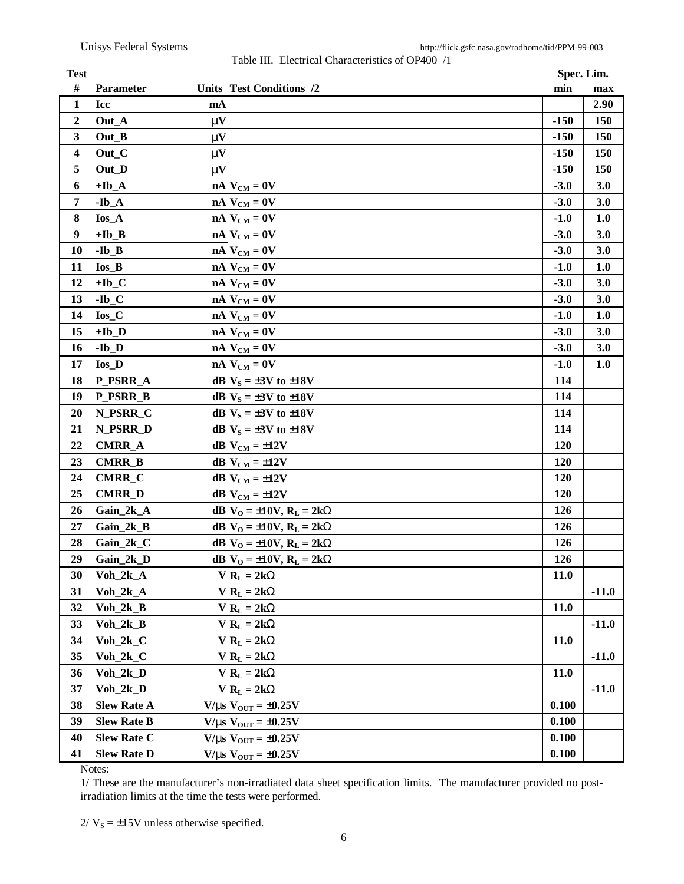Table III. Electrical Characteristics of OP400 /1

| Test # | Parameter | Units | Test Conditions /2 | Spec. Lim. min | Spec. Lim. max |
|---|---|---|---|---|---|
| 1 | Icc | mA | | | 2.90 |
| 2 | Out_A | μV | | -150 | 150 |
| 3 | Out_B | μV | | -150 | 150 |
| 4 | Out_C | μV | | -150 | 150 |
| 5 | Out_D | μV | | -150 | 150 |
| 6 | +Ib_A | nA | $V_{CM} = 0V$ | -3.0 | 3.0 |
| 7 | -Ib_A | nA | $V_{CM} = 0V$ | -3.0 | 3.0 |
| 8 | Ios_A | nA | $V_{CM} = 0V$ | -1.0 | 1.0 |
| 9 | +Ib_B | nA | $V_{CM} = 0V$ | -3.0 | 3.0 |
| 10 | -Ib_B | nA | $V_{CM} = 0V$ | -3.0 | 3.0 |
| 11 | Ios_B | nA | $V_{CM} = 0V$ | -1.0 | 1.0 |
| 12 | +Ib_C | nA | $V_{CM} = 0V$ | -3.0 | 3.0 |
| 13 | -Ib_C | nA | $V_{CM} = 0V$ | -3.0 | 3.0 |
| 14 | Ios_C | nA | $V_{CM} = 0V$ | -1.0 | 1.0 |
| 15 | +Ib_D | nA | $V_{CM} = 0V$ | -3.0 | 3.0 |
| 16 | -Ib_D | nA | $V_{CM} = 0V$ | -3.0 | 3.0 |
| 17 | Ios_D | nA | $V_{CM} = 0V$ | -1.0 | 1.0 |
| 18 | P_PSRR_A | dB | $V_S = \pm3V$ to $\pm18V$ | 114 | |
| 19 | P_PSRR_B | dB | $V_S = \pm3V$ to $\pm18V$ | 114 | |
| 20 | N_PSRR_C | dB | $V_S = \pm3V$ to $\pm18V$ | 114 | |
| 21 | N_PSRR_D | dB | $V_S = \pm3V$ to $\pm18V$ | 114 | |
| 22 | CMRR_A | dB | $V_{CM} = \pm12V$ | 120 | |
| 23 | CMRR_B | dB | $V_{CM} = \pm12V$ | 120 | |
| 24 | CMRR_C | dB | $V_{CM} = \pm12V$ | 120 | |
| 25 | CMRR_D | dB | $V_{CM} = \pm12V$ | 120 | |
| 26 | Gain_2k_A | dB | $V_O = \pm10V$, $R_L = 2k\Omega$ | 126 | |
| 27 | Gain_2k_B | dB | $V_O = \pm10V$, $R_L = 2k\Omega$ | 126 | |
| 28 | Gain_2k_C | dB | $V_O = \pm10V$, $R_L = 2k\Omega$ | 126 | |
| 29 | Gain_2k_D | dB | $V_O = \pm10V$, $R_L = 2k\Omega$ | 126 | |
| 30 | Voh_2k_A | V | $R_L = 2k\Omega$ | 11.0 | |
| 31 | Voh_2k_A | V | $R_L = 2k\Omega$ | | -11.0 |
| 32 | Voh_2k_B | V | $R_L = 2k\Omega$ | 11.0 | |
| 33 | Voh_2k_B | V | $R_L = 2k\Omega$ | | -11.0 |
| 34 | Voh_2k_C | V | $R_L = 2k\Omega$ | 11.0 | |
| 35 | Voh_2k_C | V | $R_L = 2k\Omega$ | | -11.0 |
| 36 | Voh_2k_D | V | $R_L = 2k\Omega$ | 11.0 | |
| 37 | Voh_2k_D | V | $R_L = 2k\Omega$ | | -11.0 |
| 38 | Slew Rate A | V/μs | $V_{OUT} = \pm0.25V$ | 0.100 | |
| 39 | Slew Rate B | V/μs | $V_{OUT} = \pm0.25V$ | 0.100 | |
| 40 | Slew Rate C | V/μs | $V_{OUT} = \pm0.25V$ | 0.100 | |
| 41 | Slew Rate D | V/μs | $V_{OUT} = \pm0.25V$ | 0.100 | |

Notes:

1/ These are the manufacturer's non-irradiated data sheet specification limits. The manufacturer provided no post-irradiation limits at the time the tests were performed.

2/ $V_S = \pm15V$ unless otherwise specified.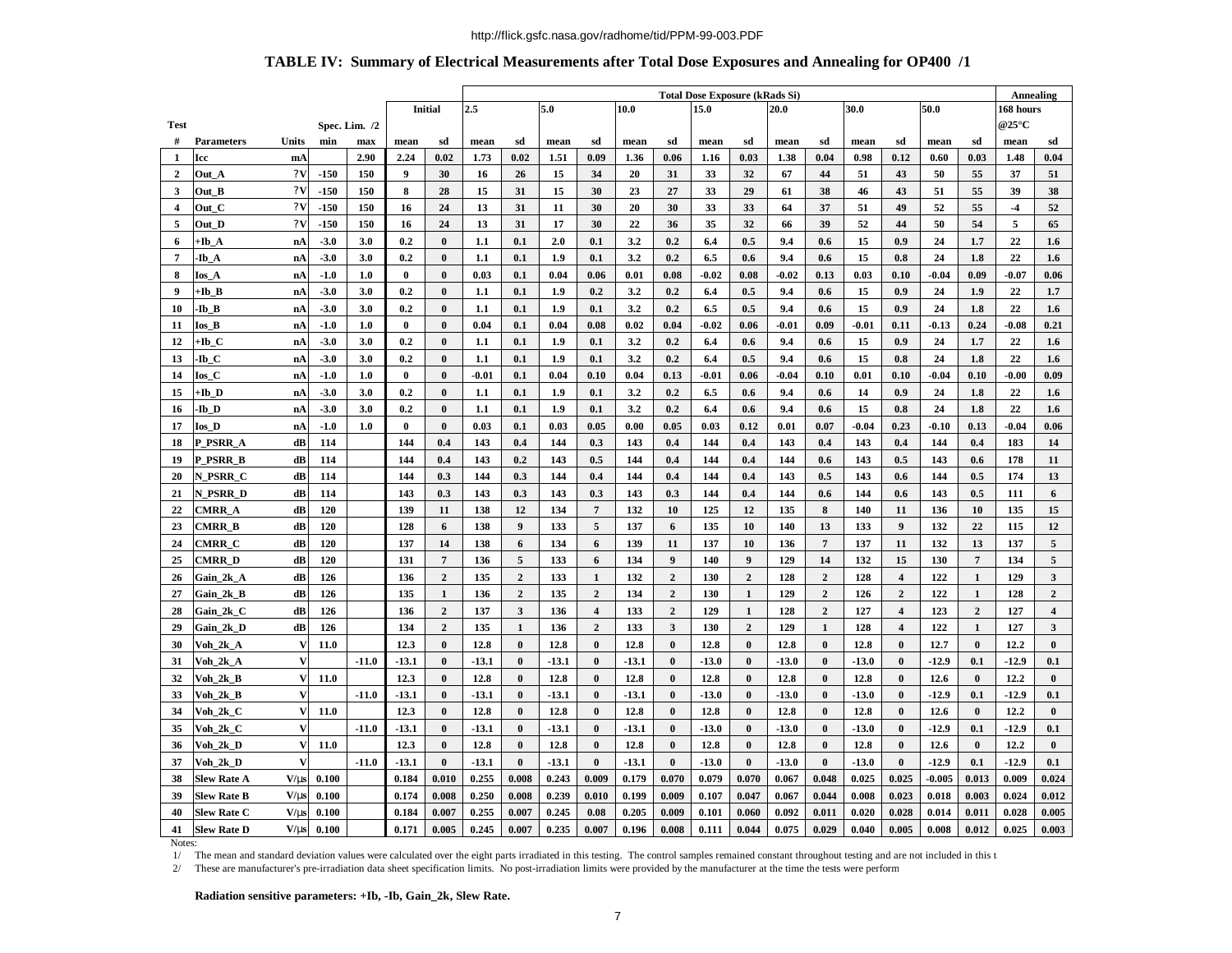http://flick.gsfc.nasa.gov/radhome/tid/PPM-99-003.PDF

**TABLE IV: Summary of Electrical Measurements after Total Dose Exposures and Annealing for OP400 /1**

| | | | | | | | Total Dose Exposure (kRads Si) | | | | | | | | | | | | | | | | Annealing | |
|---|---|---|---|---|---|---|---|---|---|---|---|---|---|---|---|---|---|---|---|---|---|---|---|---|
| | | | | | Initial | | 2.5 | | 5.0 | | 10.0 | | 15.0 | | 20.0 | | 30.0 | | 50.0 | | | | 168 hours @25°C | |
| Test # | Parameters | Units | Spec. Lim. /2 min | max | mean | sd | mean | sd | mean | sd | mean | sd | mean | sd | mean | sd | mean | sd | mean | sd | | | mean | sd |
| 1 | Icc | mA | | 2.90 | 2.24 | 0.02 | 1.73 | 0.02 | 1.51 | 0.09 | 1.36 | 0.06 | 1.16 | 0.03 | 1.38 | 0.04 | 0.98 | 0.12 | 0.60 | 0.03 | | | 1.48 | 0.04 |
| 2 | Out_A | ?V | -150 | 150 | 9 | 30 | 16 | 26 | 15 | 34 | 20 | 31 | 33 | 32 | 67 | 44 | 51 | 43 | 50 | 55 | | | 37 | 51 |
| 3 | Out_B | ?V | -150 | 150 | 8 | 28 | 15 | 31 | 15 | 30 | 23 | 27 | 33 | 29 | 61 | 38 | 46 | 43 | 51 | 55 | | | 39 | 38 |
| 4 | Out_C | ?V | -150 | 150 | 16 | 24 | 13 | 31 | 11 | 30 | 20 | 30 | 33 | 33 | 64 | 37 | 51 | 49 | 52 | 55 | | | -4 | 52 |
| 5 | Out_D | ?V | -150 | 150 | 16 | 24 | 13 | 31 | 17 | 30 | 22 | 36 | 35 | 32 | 66 | 39 | 52 | 44 | 50 | 54 | | | 5 | 65 |
| 6 | +Ib_A | nA | -3.0 | 3.0 | 0.2 | 0 | 1.1 | 0.1 | 2.0 | 0.1 | 3.2 | 0.2 | 6.4 | 0.5 | 9.4 | 0.6 | 15 | 0.9 | 24 | 1.7 | | | 22 | 1.6 |
| 7 | -Ib_A | nA | -3.0 | 3.0 | 0.2 | 0 | 1.1 | 0.1 | 1.9 | 0.1 | 3.2 | 0.2 | 6.5 | 0.6 | 9.4 | 0.6 | 15 | 0.8 | 24 | 1.8 | | | 22 | 1.6 |
| 8 | Ios_A | nA | -1.0 | 1.0 | 0 | 0 | 0.03 | 0.1 | 0.04 | 0.06 | 0.01 | 0.08 | -0.02 | 0.08 | -0.02 | 0.13 | 0.03 | 0.10 | -0.04 | 0.09 | | | -0.07 | 0.06 |
| 9 | +Ib_B | nA | -3.0 | 3.0 | 0.2 | 0 | 1.1 | 0.1 | 1.9 | 0.2 | 3.2 | 0.2 | 6.4 | 0.5 | 9.4 | 0.6 | 15 | 0.9 | 24 | 1.9 | | | 22 | 1.7 |
| 10 | -Ib_B | nA | -3.0 | 3.0 | 0.2 | 0 | 1.1 | 0.1 | 1.9 | 0.1 | 3.2 | 0.2 | 6.5 | 0.5 | 9.4 | 0.6 | 15 | 0.9 | 24 | 1.8 | | | 22 | 1.6 |
| 11 | Ios_B | nA | -1.0 | 1.0 | 0 | 0 | 0.04 | 0.1 | 0.04 | 0.08 | 0.02 | 0.04 | -0.02 | 0.06 | -0.01 | 0.09 | -0.01 | 0.11 | -0.13 | 0.24 | | | -0.08 | 0.21 |
| 12 | +Ib_C | nA | -3.0 | 3.0 | 0.2 | 0 | 1.1 | 0.1 | 1.9 | 0.1 | 3.2 | 0.2 | 6.4 | 0.6 | 9.4 | 0.6 | 15 | 0.9 | 24 | 1.7 | | | 22 | 1.6 |
| 13 | -Ib_C | nA | -3.0 | 3.0 | 0.2 | 0 | 1.1 | 0.1 | 1.9 | 0.1 | 3.2 | 0.2 | 6.4 | 0.5 | 9.4 | 0.6 | 15 | 0.8 | 24 | 1.8 | | | 22 | 1.6 |
| 14 | Ios_C | nA | -1.0 | 1.0 | 0 | 0 | -0.01 | 0.1 | 0.04 | 0.10 | 0.04 | 0.13 | -0.01 | 0.06 | -0.04 | 0.10 | 0.01 | 0.10 | -0.04 | 0.10 | | | -0.00 | 0.09 |
| 15 | +Ib_D | nA | -3.0 | 3.0 | 0.2 | 0 | 1.1 | 0.1 | 1.9 | 0.1 | 3.2 | 0.2 | 6.5 | 0.6 | 9.4 | 0.6 | 14 | 0.9 | 24 | 1.8 | | | 22 | 1.6 |
| 16 | -Ib_D | nA | -3.0 | 3.0 | 0.2 | 0 | 1.1 | 0.1 | 1.9 | 0.1 | 3.2 | 0.2 | 6.4 | 0.6 | 9.4 | 0.6 | 15 | 0.8 | 24 | 1.8 | | | 22 | 1.6 |
| 17 | Ios_D | nA | -1.0 | 1.0 | 0 | 0 | 0.03 | 0.1 | 0.03 | 0.05 | 0.00 | 0.05 | 0.03 | 0.12 | 0.01 | 0.07 | -0.04 | 0.23 | -0.10 | 0.13 | | | -0.04 | 0.06 |
| 18 | P_PSRR_A | dB | 114 | | 144 | 0.4 | 143 | 0.4 | 144 | 0.3 | 143 | 0.4 | 144 | 0.4 | 143 | 0.4 | 143 | 0.4 | 144 | 0.4 | | | 183 | 14 |
| 19 | P_PSRR_B | dB | 114 | | 144 | 0.4 | 143 | 0.2 | 143 | 0.5 | 144 | 0.4 | 144 | 0.4 | 144 | 0.6 | 143 | 0.5 | 143 | 0.6 | | | 178 | 11 |
| 20 | N_PSRR_C | dB | 114 | | 144 | 0.3 | 144 | 0.3 | 144 | 0.4 | 144 | 0.4 | 144 | 0.4 | 143 | 0.5 | 143 | 0.6 | 144 | 0.5 | | | 174 | 13 |
| 21 | N_PSRR_D | dB | 114 | | 143 | 0.3 | 143 | 0.3 | 143 | 0.3 | 143 | 0.3 | 144 | 0.4 | 144 | 0.6 | 144 | 0.6 | 143 | 0.5 | | | 111 | 6 |
| 22 | CMRR_A | dB | 120 | | 139 | 11 | 138 | 12 | 134 | 7 | 132 | 10 | 125 | 12 | 135 | 8 | 140 | 11 | 136 | 10 | | | 135 | 15 |
| 23 | CMRR_B | dB | 120 | | 128 | 6 | 138 | 9 | 133 | 5 | 137 | 6 | 135 | 10 | 140 | 13 | 133 | 9 | 132 | 22 | | | 115 | 12 |
| 24 | CMRR_C | dB | 120 | | 137 | 14 | 138 | 6 | 134 | 6 | 139 | 11 | 137 | 10 | 136 | 7 | 137 | 11 | 132 | 13 | | | 137 | 5 |
| 25 | CMRR_D | dB | 120 | | 131 | 7 | 136 | 5 | 133 | 6 | 134 | 9 | 140 | 9 | 129 | 14 | 132 | 15 | 130 | 7 | | | 134 | 5 |
| 26 | Gain_2k_A | dB | 126 | | 136 | 2 | 135 | 2 | 133 | 1 | 132 | 2 | 130 | 2 | 128 | 2 | 128 | 4 | 122 | 1 | | | 129 | 3 |
| 27 | Gain_2k_B | dB | 126 | | 135 | 1 | 136 | 2 | 135 | 2 | 134 | 2 | 130 | 1 | 129 | 2 | 126 | 2 | 122 | 1 | | | 128 | 2 |
| 28 | Gain_2k_C | dB | 126 | | 136 | 2 | 137 | 3 | 136 | 4 | 133 | 2 | 129 | 1 | 128 | 2 | 127 | 4 | 123 | 2 | | | 127 | 4 |
| 29 | Gain_2k_D | dB | 126 | | 134 | 2 | 135 | 1 | 136 | 2 | 133 | 3 | 130 | 2 | 129 | 1 | 128 | 4 | 122 | 1 | | | 127 | 3 |
| 30 | Voh_2k_A | V | 11.0 | | 12.3 | 0 | 12.8 | 0 | 12.8 | 0 | 12.8 | 0 | 12.8 | 0 | 12.8 | 0 | 12.8 | 0 | 12.7 | 0 | | | 12.2 | 0 |
| 31 | Voh_2k_A | V | | -11.0 | -13.1 | 0 | -13.1 | 0 | -13.1 | 0 | -13.1 | 0 | -13.0 | 0 | -13.0 | 0 | -13.0 | 0 | -12.9 | 0.1 | | | -12.9 | 0.1 |
| 32 | Voh_2k_B | V | 11.0 | | 12.3 | 0 | 12.8 | 0 | 12.8 | 0 | 12.8 | 0 | 12.8 | 0 | 12.8 | 0 | 12.8 | 0 | 12.6 | 0 | | | 12.2 | 0 |
| 33 | Voh_2k_B | V | | -11.0 | -13.1 | 0 | -13.1 | 0 | -13.1 | 0 | -13.1 | 0 | -13.0 | 0 | -13.0 | 0 | -13.0 | 0 | -12.9 | 0.1 | | | -12.9 | 0.1 |
| 34 | Voh_2k_C | V | 11.0 | | 12.3 | 0 | 12.8 | 0 | 12.8 | 0 | 12.8 | 0 | 12.8 | 0 | 12.8 | 0 | 12.8 | 0 | 12.6 | 0 | | | 12.2 | 0 |
| 35 | Voh_2k_C | V | | -11.0 | -13.1 | 0 | -13.1 | 0 | -13.1 | 0 | -13.1 | 0 | -13.0 | 0 | -13.0 | 0 | -13.0 | 0 | -12.9 | 0.1 | | | -12.9 | 0.1 |
| 36 | Voh_2k_D | V | 11.0 | | 12.3 | 0 | 12.8 | 0 | 12.8 | 0 | 12.8 | 0 | 12.8 | 0 | 12.8 | 0 | 12.8 | 0 | 12.6 | 0 | | | 12.2 | 0 |
| 37 | Voh_2k_D | V | | -11.0 | -13.1 | 0 | -13.1 | 0 | -13.1 | 0 | -13.1 | 0 | -13.0 | 0 | -13.0 | 0 | -13.0 | 0 | -12.9 | 0.1 | | | -12.9 | 0.1 |
| 38 | Slew Rate A | V/µs | 0.100 | | 0.184 | 0.010 | 0.255 | 0.008 | 0.243 | 0.009 | 0.179 | 0.070 | 0.079 | 0.070 | 0.067 | 0.048 | 0.025 | 0.025 | -0.005 | 0.013 | | | 0.009 | 0.024 |
| 39 | Slew Rate B | V/µs | 0.100 | | 0.174 | 0.008 | 0.250 | 0.008 | 0.239 | 0.010 | 0.199 | 0.009 | 0.107 | 0.047 | 0.067 | 0.044 | 0.008 | 0.023 | 0.018 | 0.003 | | | 0.024 | 0.012 |
| 40 | Slew Rate C | V/µs | 0.100 | | 0.184 | 0.007 | 0.255 | 0.007 | 0.245 | 0.08 | 0.205 | 0.009 | 0.101 | 0.060 | 0.092 | 0.011 | 0.020 | 0.028 | 0.014 | 0.011 | | | 0.028 | 0.005 |
| 41 | Slew Rate D | V/µs | 0.100 | | 0.171 | 0.005 | 0.245 | 0.007 | 0.235 | 0.007 | 0.196 | 0.008 | 0.111 | 0.044 | 0.075 | 0.029 | 0.040 | 0.005 | 0.008 | 0.012 | | | 0.025 | 0.003 |

Notes:

1/ The mean and standard deviation values were calculated over the eight parts irradiated in this testing. The control samples remained constant throughout testing and are not included in this t

2/ These are manufacturer's pre-irradiation data sheet specification limits. No post-irradiation limits were provided by the manufacturer at the time the tests were perform

**Radiation sensitive parameters: +Ib, -Ib, Gain_2k, Slew Rate.**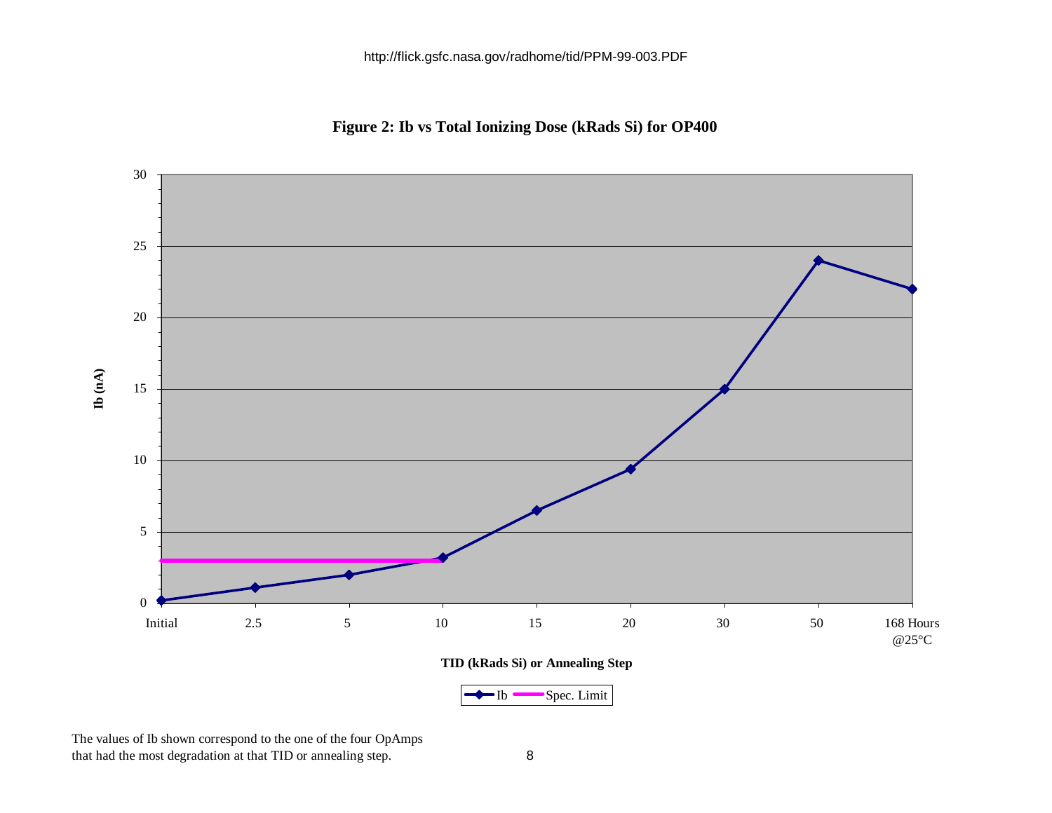http://flick.gsfc.nasa.gov/radhome/tid/PPM-99-003.PDF

**Figure 2: Ib vs Total Ionizing Dose (kRads Si) for OP400**

The values of Ib shown correspond to the one of the four OpAmps that had the most degradation at that TID or annealing step.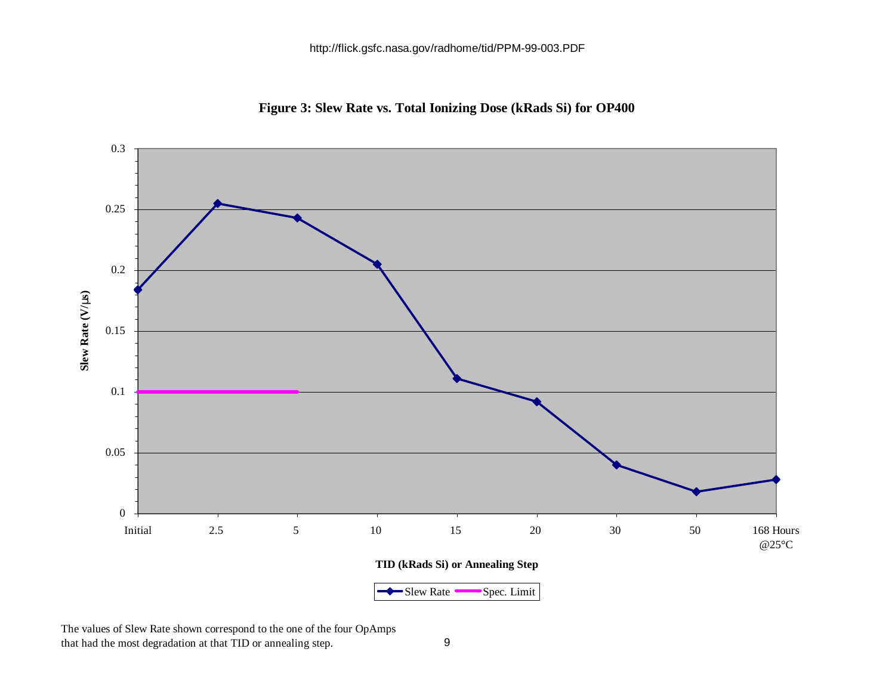http://flick.gsfc.nasa.gov/radhome/tid/PPM-99-003.PDF

**Figure 3: Slew Rate vs. Total Ionizing Dose (kRads Si) for OP400**

Slew Rate (V/µs)

0.3
0.25
0.2
0.15
0.1
0.05
0

Initial
2.5
5
10
15
20
30
50
168 Hours @25°C

TID (kRads Si) or Annealing Step

Slew Rate
Spec. Limit

The values of Slew Rate shown correspond to the one of the four OpAmps that had the most degradation at that TID or annealing step.